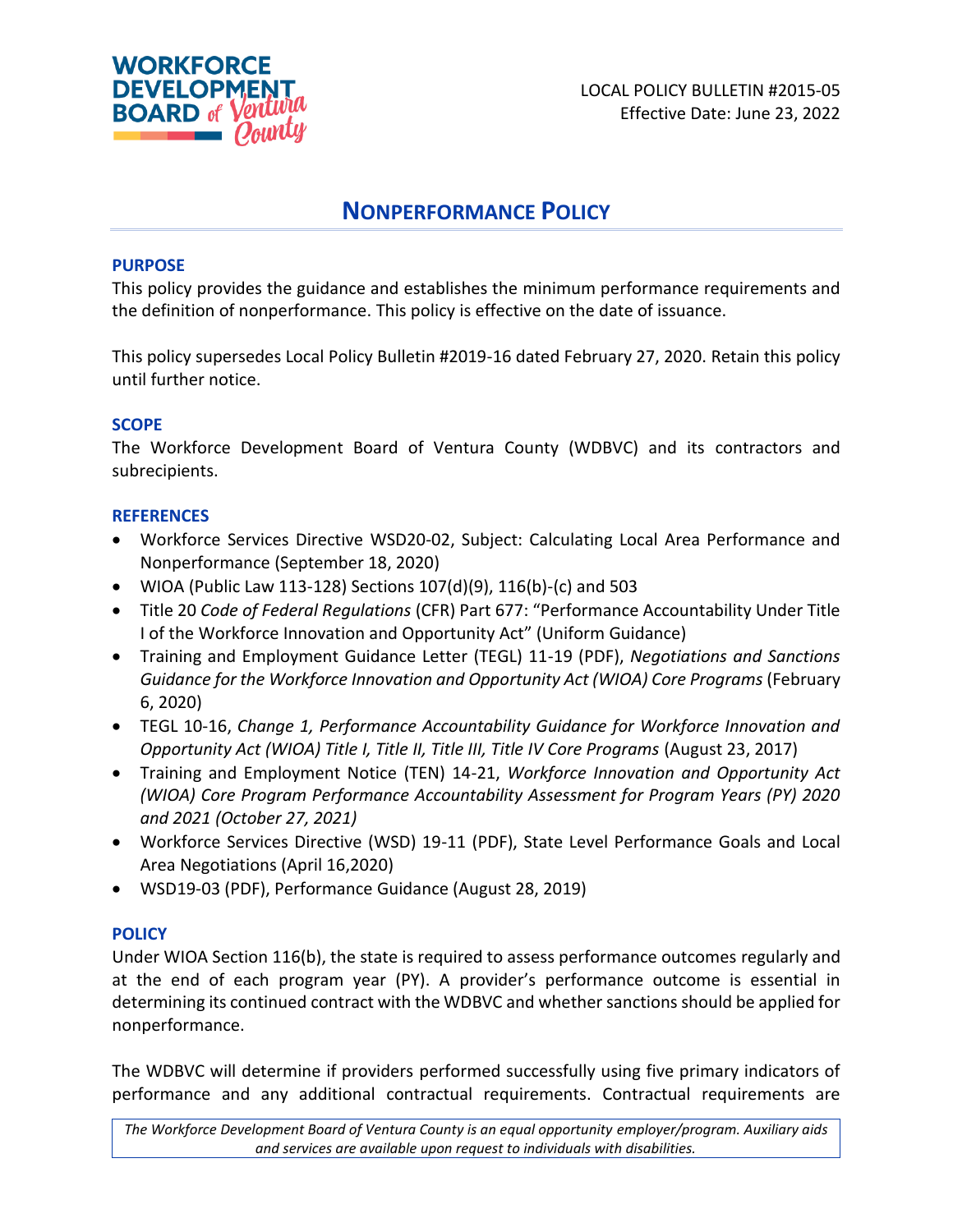LOCAL POLICY BULLETIN #2015-05
Effective Date: June 23, 2022

# NONPERFORMANCE POLICY

## PURPOSE

This policy provides the guidance and establishes the minimum performance requirements and the definition of nonperformance. This policy is effective on the date of issuance.

This policy supersedes Local Policy Bulletin #2019-16 dated February 27, 2020. Retain this policy until further notice.

## SCOPE

The Workforce Development Board of Ventura County (WDBVC) and its contractors and subrecipients.

## REFERENCES

- Workforce Services Directive WSD20-02, Subject: Calculating Local Area Performance and Nonperformance (September 18, 2020)
- WIOA (Public Law 113-128) Sections 107(d)(9), 116(b)-(c) and 503
- Title 20 *Code of Federal Regulations* (CFR) Part 677: "Performance Accountability Under Title I of the Workforce Innovation and Opportunity Act" (Uniform Guidance)
- Training and Employment Guidance Letter (TEGL) 11-19 (PDF), *Negotiations and Sanctions Guidance for the Workforce Innovation and Opportunity Act (WIOA) Core Programs* (February 6, 2020)
- TEGL 10-16, *Change 1, Performance Accountability Guidance for Workforce Innovation and Opportunity Act (WIOA) Title I, Title II, Title III, Title IV Core Programs* (August 23, 2017)
- Training and Employment Notice (TEN) 14-21, *Workforce Innovation and Opportunity Act (WIOA) Core Program Performance Accountability Assessment for Program Years (PY) 2020 and 2021 (October 27, 2021)*
- Workforce Services Directive (WSD) 19-11 (PDF), State Level Performance Goals and Local Area Negotiations (April 16,2020)
- WSD19-03 (PDF), Performance Guidance (August 28, 2019)

## POLICY

Under WIOA Section 116(b), the state is required to assess performance outcomes regularly and at the end of each program year (PY). A provider's performance outcome is essential in determining its continued contract with the WDBVC and whether sanctions should be applied for nonperformance.

The WDBVC will determine if providers performed successfully using five primary indicators of performance and any additional contractual requirements. Contractual requirements are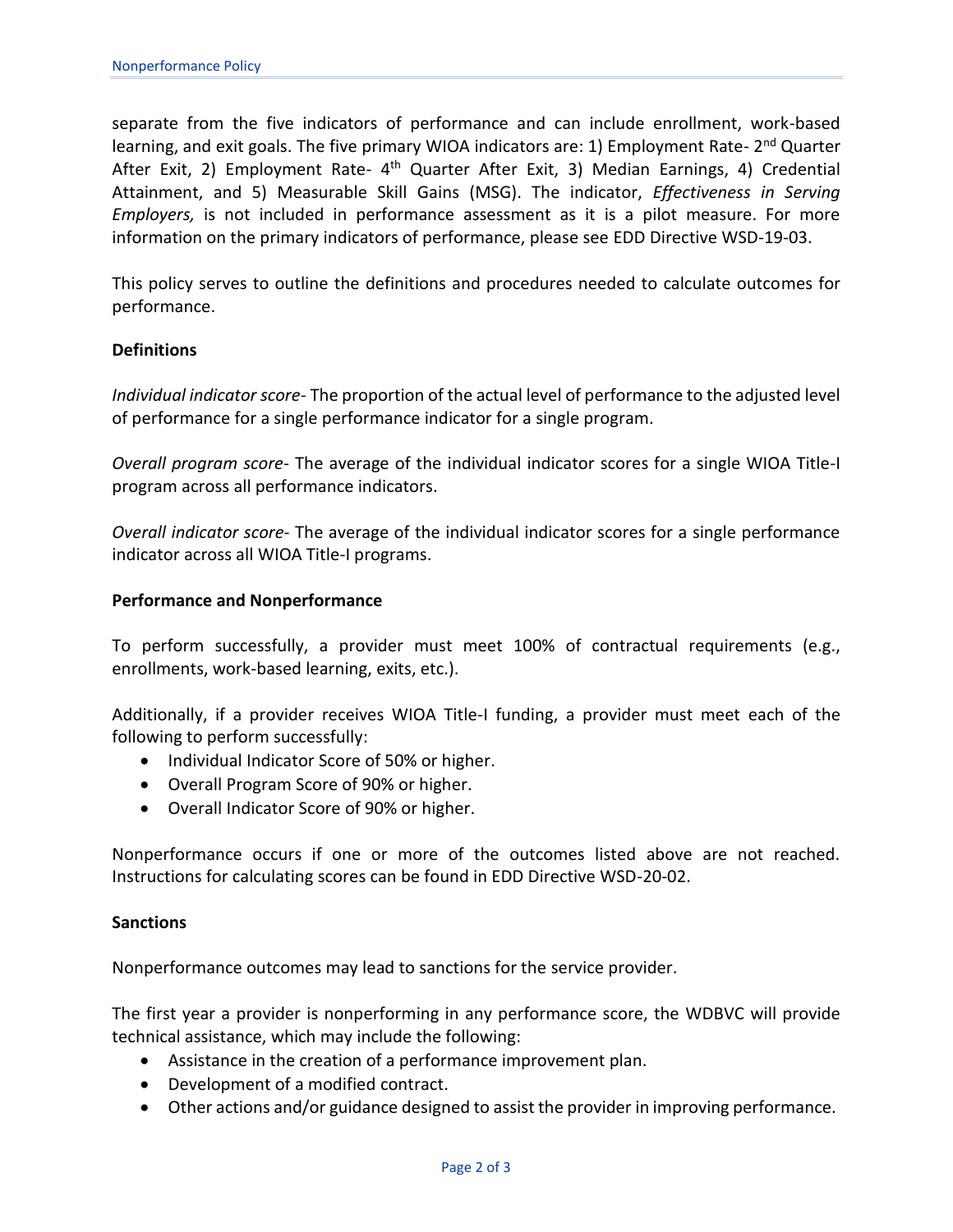separate from the five indicators of performance and can include enrollment, work-based learning, and exit goals. The five primary WIOA indicators are: 1) Employment Rate- 2nd Quarter After Exit, 2) Employment Rate- 4th Quarter After Exit, 3) Median Earnings, 4) Credential Attainment, and 5) Measurable Skill Gains (MSG). The indicator, *Effectiveness in Serving Employers,* is not included in performance assessment as it is a pilot measure. For more information on the primary indicators of performance, please see EDD Directive WSD-19-03.

This policy serves to outline the definitions and procedures needed to calculate outcomes for performance.

**Definitions**

*Individual indicator score*- The proportion of the actual level of performance to the adjusted level of performance for a single performance indicator for a single program.

*Overall program score*- The average of the individual indicator scores for a single WIOA Title-I program across all performance indicators.

*Overall indicator score*- The average of the individual indicator scores for a single performance indicator across all WIOA Title-I programs.

**Performance and Nonperformance**

To perform successfully, a provider must meet 100% of contractual requirements (e.g., enrollments, work-based learning, exits, etc.).

Additionally, if a provider receives WIOA Title-I funding, a provider must meet each of the following to perform successfully:

- Individual Indicator Score of 50% or higher.
- Overall Program Score of 90% or higher.
- Overall Indicator Score of 90% or higher.

Nonperformance occurs if one or more of the outcomes listed above are not reached. Instructions for calculating scores can be found in EDD Directive WSD-20-02.

**Sanctions**

Nonperformance outcomes may lead to sanctions for the service provider.

The first year a provider is nonperforming in any performance score, the WDBVC will provide technical assistance, which may include the following:

- Assistance in the creation of a performance improvement plan.
- Development of a modified contract.
- Other actions and/or guidance designed to assist the provider in improving performance.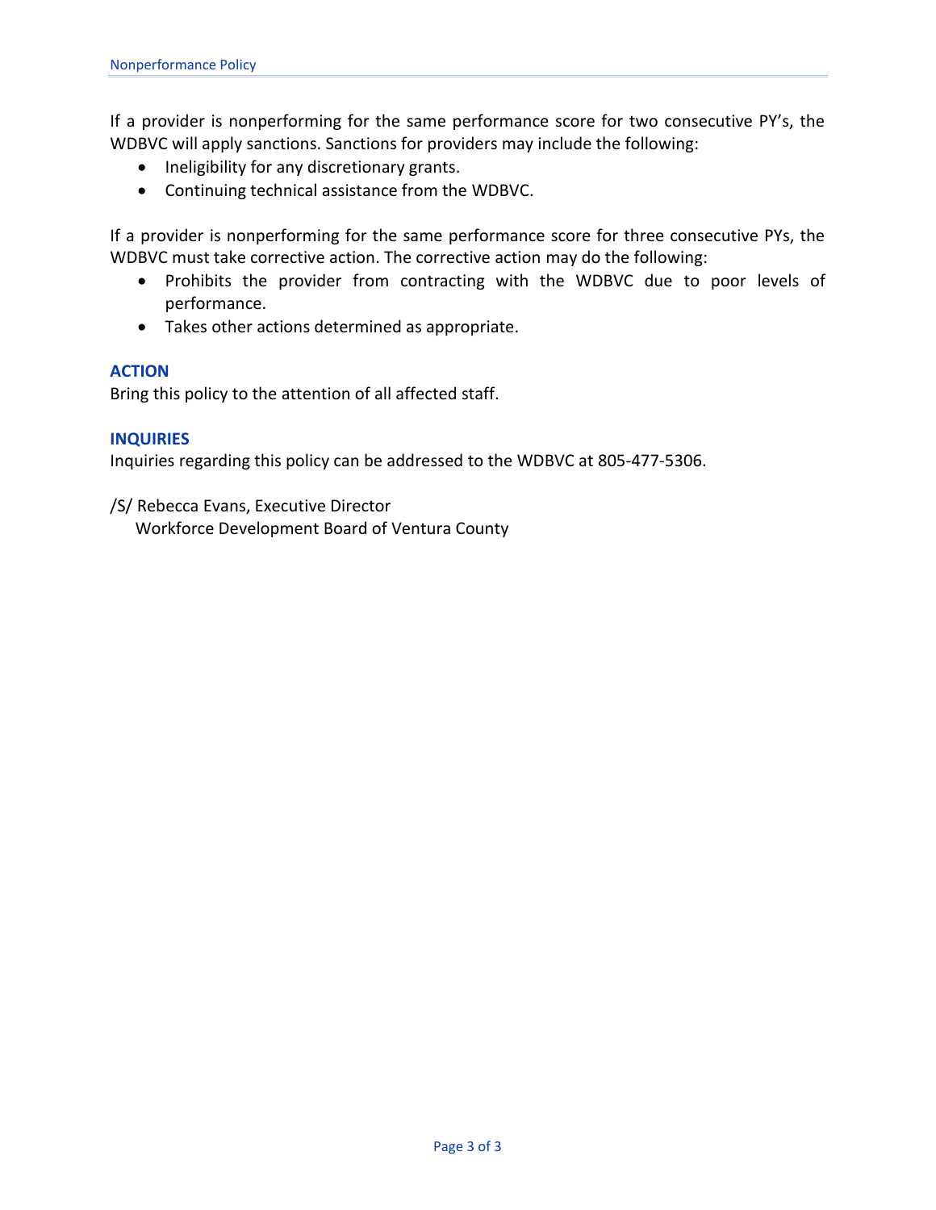If a provider is nonperforming for the same performance score for two consecutive PY's, the WDBVC will apply sanctions. Sanctions for providers may include the following:

- Ineligibility for any discretionary grants.
- Continuing technical assistance from the WDBVC.

If a provider is nonperforming for the same performance score for three consecutive PYs, the WDBVC must take corrective action. The corrective action may do the following:

- Prohibits the provider from contracting with the WDBVC due to poor levels of performance.
- Takes other actions determined as appropriate.

## ACTION

Bring this policy to the attention of all affected staff.

## INQUIRIES

Inquiries regarding this policy can be addressed to the WDBVC at 805-477-5306.

/S/ Rebecca Evans, Executive Director
Workforce Development Board of Ventura County